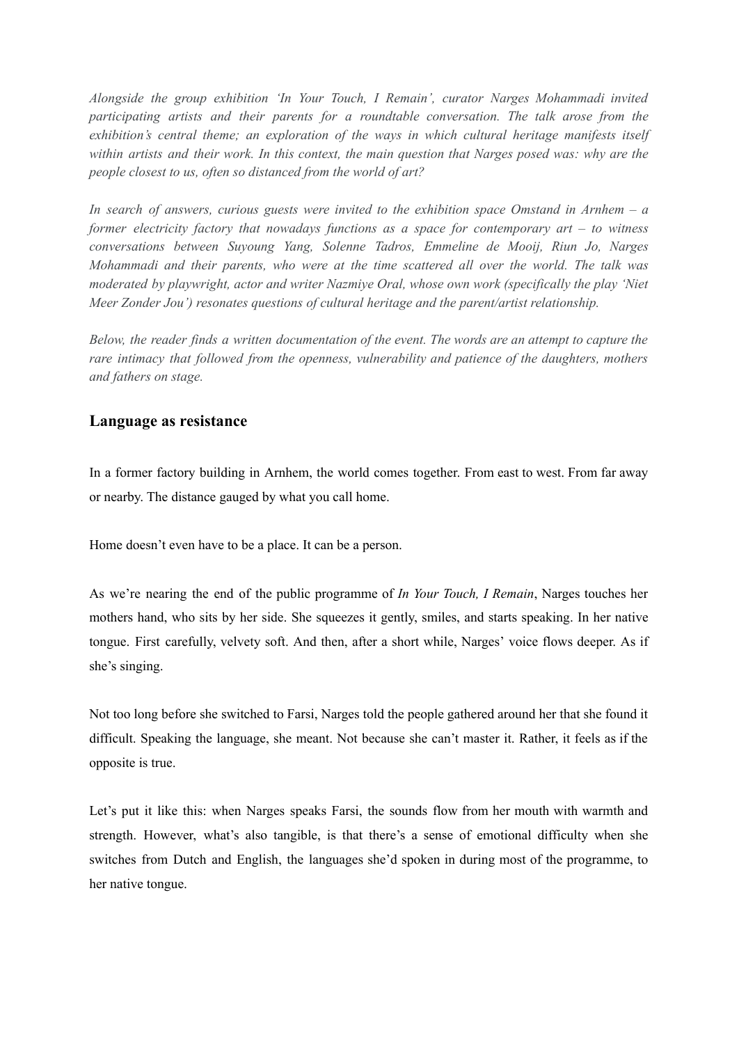*Alongside the group exhibition 'In Your Touch, I Remain', curator Narges Mohammadi invited participating artists and their parents for a roundtable conversation. The talk arose from the exhibition's central theme; an exploration of the ways in which cultural heritage manifests itself within artists and their work. In this context, the main question that Narges posed was: why are the people closest to us, often so distanced from the world of art?*

*In search of answers, curious guests were invited to the exhibition space Omstand in Arnhem – a former electricity factory that nowadays functions as a space for contemporary art – to witness conversations between Suyoung Yang, Solenne Tadros, Emmeline de Mooij, Riun Jo, Narges Mohammadi and their parents, who were at the time scattered all over the world. The talk was moderated by playwright, actor and writer Nazmiye Oral, whose own work (specifically the play 'Niet Meer Zonder Jou') resonates questions of cultural heritage and the parent/artist relationship.*

*Below, the reader finds a written documentation of the event. The words are an attempt to capture the rare intimacy that followed from the openness, vulnerability and patience of the daughters, mothers and fathers on stage.*

## Language as resistance

In a former factory building in Arnhem, the world comes together. From east to west. From far away or nearby. The distance gauged by what you call home.

Home doesn't even have to be a place. It can be a person.

As we're nearing the end of the public programme of *In Your Touch, I Remain*, Narges touches her mothers hand, who sits by her side. She squeezes it gently, smiles, and starts speaking. In her native tongue. First carefully, velvety soft. And then, after a short while, Narges' voice flows deeper. As if she's singing.

Not too long before she switched to Farsi, Narges told the people gathered around her that she found it difficult. Speaking the language, she meant. Not because she can't master it. Rather, it feels as if the opposite is true.

Let's put it like this: when Narges speaks Farsi, the sounds flow from her mouth with warmth and strength. However, what's also tangible, is that there's a sense of emotional difficulty when she switches from Dutch and English, the languages she'd spoken in during most of the programme, to her native tongue.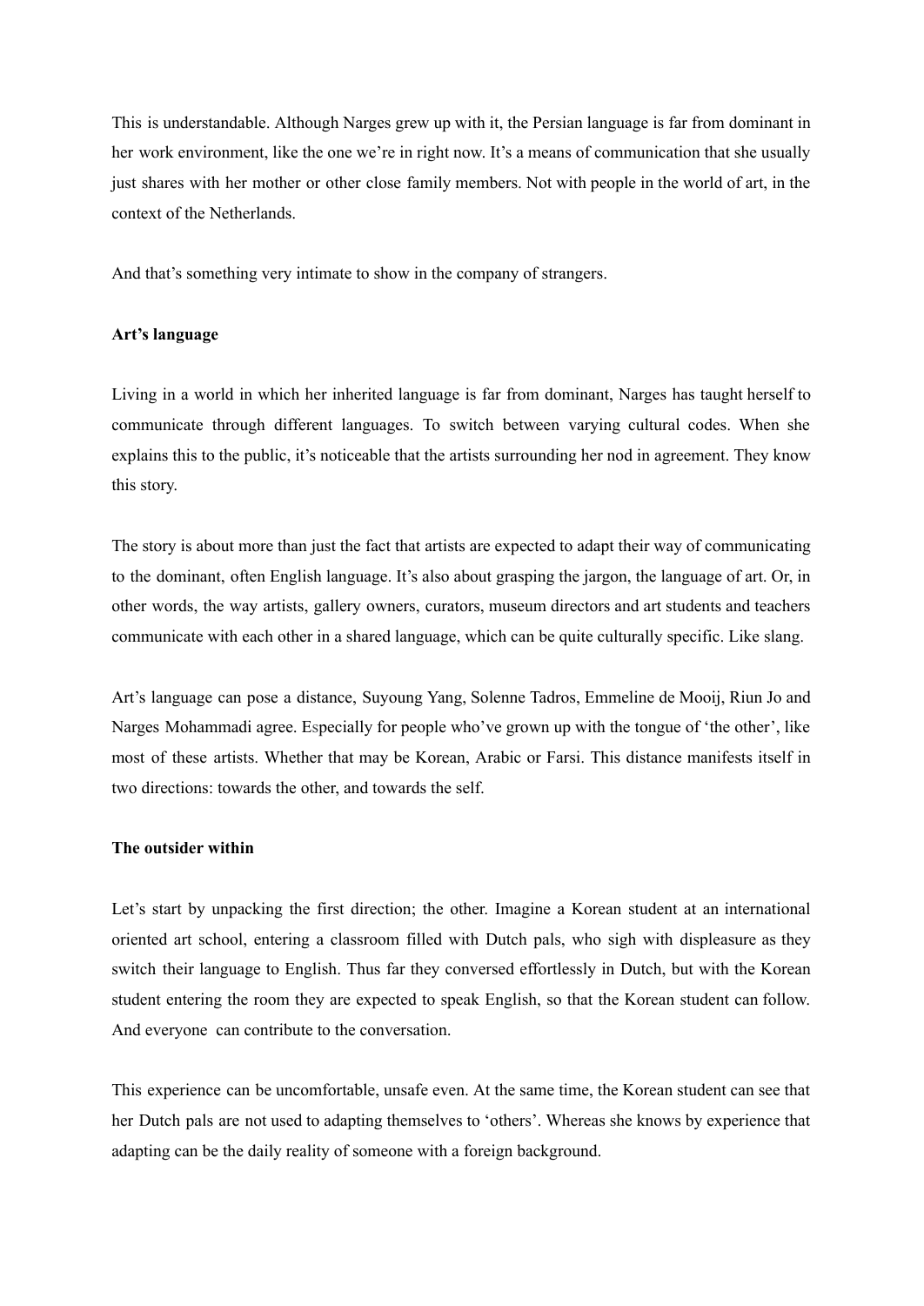This is understandable. Although Narges grew up with it, the Persian language is far from dominant in her work environment, like the one we're in right now. It's a means of communication that she usually just shares with her mother or other close family members. Not with people in the world of art, in the context of the Netherlands.

And that's something very intimate to show in the company of strangers.

**Art's language**

Living in a world in which her inherited language is far from dominant, Narges has taught herself to communicate through different languages. To switch between varying cultural codes. When she explains this to the public, it's noticeable that the artists surrounding her nod in agreement. They know this story.

The story is about more than just the fact that artists are expected to adapt their way of communicating to the dominant, often English language. It's also about grasping the jargon, the language of art. Or, in other words, the way artists, gallery owners, curators, museum directors and art students and teachers communicate with each other in a shared language, which can be quite culturally specific. Like slang.

Art's language can pose a distance, Suyoung Yang, Solenne Tadros, Emmeline de Mooij, Riun Jo and Narges Mohammadi agree. Especially for people who've grown up with the tongue of 'the other', like most of these artists. Whether that may be Korean, Arabic or Farsi. This distance manifests itself in two directions: towards the other, and towards the self.

**The outsider within**

Let's start by unpacking the first direction; the other. Imagine a Korean student at an international oriented art school, entering a classroom filled with Dutch pals, who sigh with displeasure as they switch their language to English. Thus far they conversed effortlessly in Dutch, but with the Korean student entering the room they are expected to speak English, so that the Korean student can follow. And everyone can contribute to the conversation.

This experience can be uncomfortable, unsafe even. At the same time, the Korean student can see that her Dutch pals are not used to adapting themselves to 'others'. Whereas she knows by experience that adapting can be the daily reality of someone with a foreign background.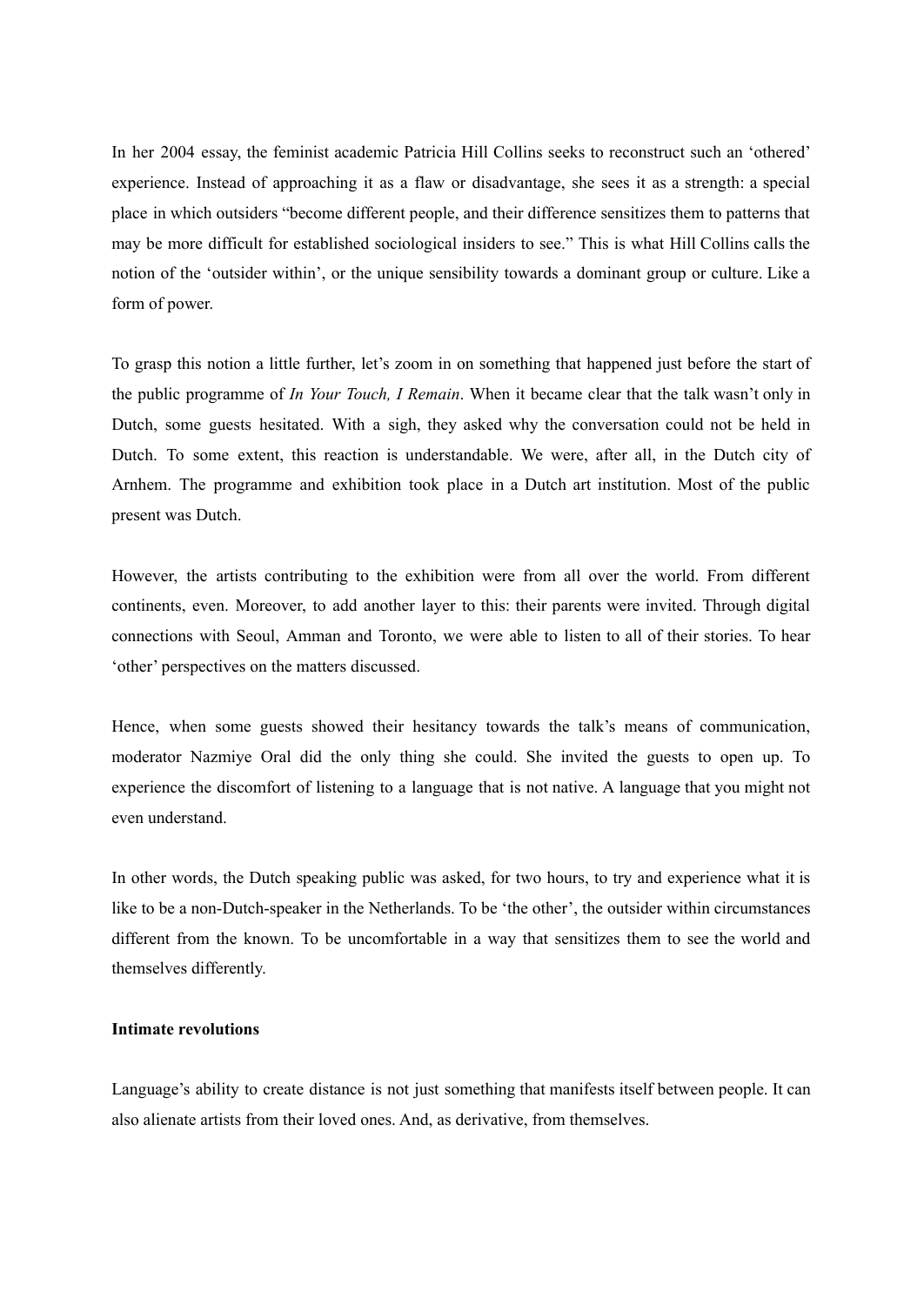In her 2004 essay, the feminist academic Patricia Hill Collins seeks to reconstruct such an 'othered' experience. Instead of approaching it as a flaw or disadvantage, she sees it as a strength: a special place in which outsiders "become different people, and their difference sensitizes them to patterns that may be more difficult for established sociological insiders to see." This is what Hill Collins calls the notion of the 'outsider within', or the unique sensibility towards a dominant group or culture. Like a form of power.

To grasp this notion a little further, let's zoom in on something that happened just before the start of the public programme of *In Your Touch, I Remain*. When it became clear that the talk wasn't only in Dutch, some guests hesitated. With a sigh, they asked why the conversation could not be held in Dutch. To some extent, this reaction is understandable. We were, after all, in the Dutch city of Arnhem. The programme and exhibition took place in a Dutch art institution. Most of the public present was Dutch.

However, the artists contributing to the exhibition were from all over the world. From different continents, even. Moreover, to add another layer to this: their parents were invited. Through digital connections with Seoul, Amman and Toronto, we were able to listen to all of their stories. To hear 'other' perspectives on the matters discussed.

Hence, when some guests showed their hesitancy towards the talk's means of communication, moderator Nazmiye Oral did the only thing she could. She invited the guests to open up. To experience the discomfort of listening to a language that is not native. A language that you might not even understand.

In other words, the Dutch speaking public was asked, for two hours, to try and experience what it is like to be a non-Dutch-speaker in the Netherlands. To be 'the other', the outsider within circumstances different from the known. To be uncomfortable in a way that sensitizes them to see the world and themselves differently.

**Intimate revolutions**

Language's ability to create distance is not just something that manifests itself between people. It can also alienate artists from their loved ones. And, as derivative, from themselves.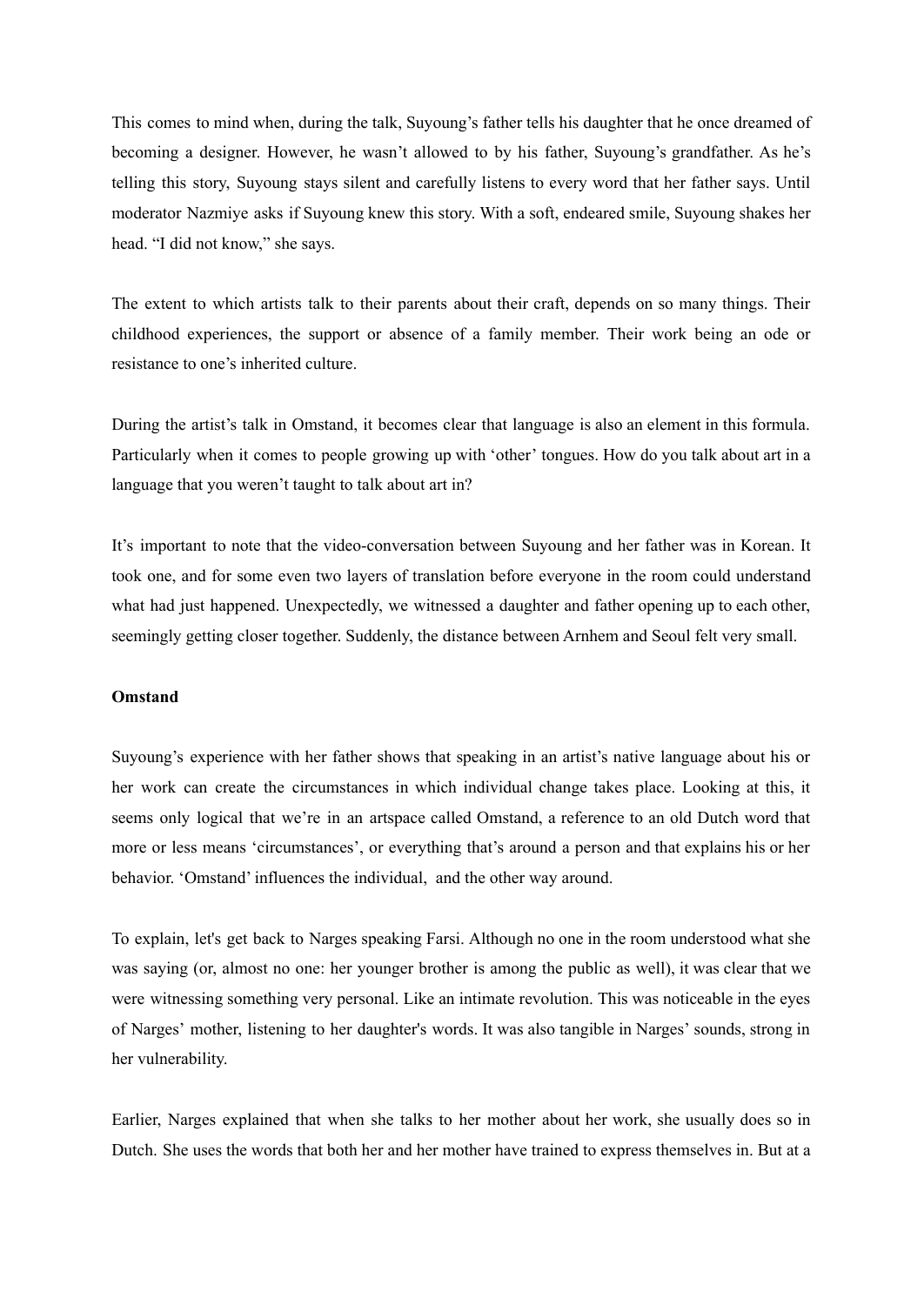This comes to mind when, during the talk, Suyoung's father tells his daughter that he once dreamed of becoming a designer. However, he wasn't allowed to by his father, Suyoung's grandfather. As he's telling this story, Suyoung stays silent and carefully listens to every word that her father says. Until moderator Nazmiye asks if Suyoung knew this story. With a soft, endeared smile, Suyoung shakes her head. "I did not know," she says.

The extent to which artists talk to their parents about their craft, depends on so many things. Their childhood experiences, the support or absence of a family member. Their work being an ode or resistance to one's inherited culture.

During the artist's talk in Omstand, it becomes clear that language is also an element in this formula. Particularly when it comes to people growing up with 'other' tongues. How do you talk about art in a language that you weren't taught to talk about art in?

It's important to note that the video-conversation between Suyoung and her father was in Korean. It took one, and for some even two layers of translation before everyone in the room could understand what had just happened. Unexpectedly, we witnessed a daughter and father opening up to each other, seemingly getting closer together. Suddenly, the distance between Arnhem and Seoul felt very small.

**Omstand**

Suyoung's experience with her father shows that speaking in an artist's native language about his or her work can create the circumstances in which individual change takes place. Looking at this, it seems only logical that we're in an artspace called Omstand, a reference to an old Dutch word that more or less means 'circumstances', or everything that's around a person and that explains his or her behavior. 'Omstand' influences the individual, and the other way around.

To explain, let's get back to Narges speaking Farsi. Although no one in the room understood what she was saying (or, almost no one: her younger brother is among the public as well), it was clear that we were witnessing something very personal. Like an intimate revolution. This was noticeable in the eyes of Narges' mother, listening to her daughter's words. It was also tangible in Narges' sounds, strong in her vulnerability.

Earlier, Narges explained that when she talks to her mother about her work, she usually does so in Dutch. She uses the words that both her and her mother have trained to express themselves in. But at a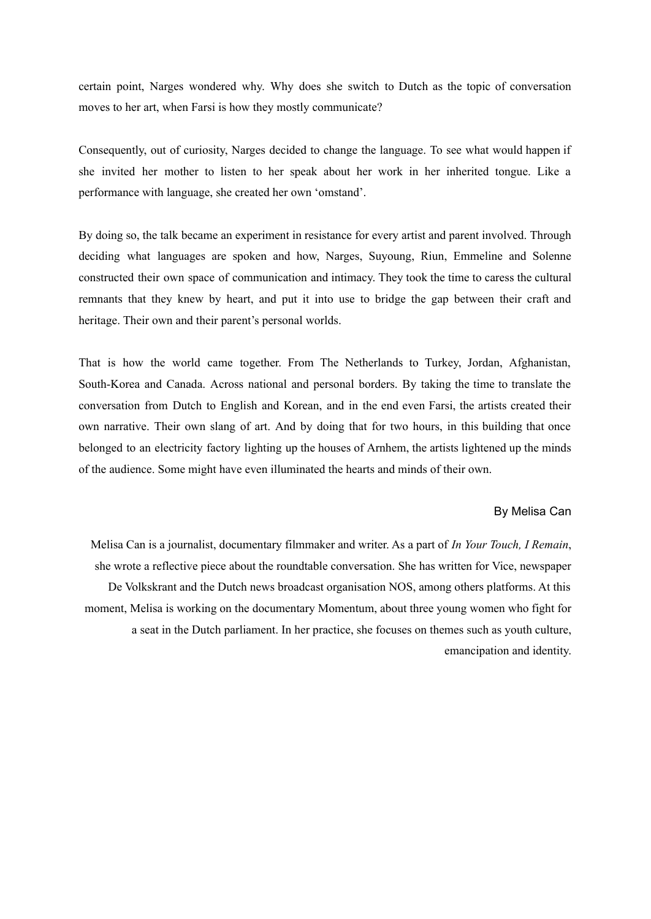certain point, Narges wondered why. Why does she switch to Dutch as the topic of conversation moves to her art, when Farsi is how they mostly communicate?

Consequently, out of curiosity, Narges decided to change the language. To see what would happen if she invited her mother to listen to her speak about her work in her inherited tongue. Like a performance with language, she created her own 'omstand'.

By doing so, the talk became an experiment in resistance for every artist and parent involved. Through deciding what languages are spoken and how, Narges, Suyoung, Riun, Emmeline and Solenne constructed their own space of communication and intimacy. They took the time to caress the cultural remnants that they knew by heart, and put it into use to bridge the gap between their craft and heritage. Their own and their parent's personal worlds.

That is how the world came together. From The Netherlands to Turkey, Jordan, Afghanistan, South-Korea and Canada. Across national and personal borders. By taking the time to translate the conversation from Dutch to English and Korean, and in the end even Farsi, the artists created their own narrative. Their own slang of art. And by doing that for two hours, in this building that once belonged to an electricity factory lighting up the houses of Arnhem, the artists lightened up the minds of the audience. Some might have even illuminated the hearts and minds of their own.

By Melisa Can

Melisa Can is a journalist, documentary filmmaker and writer. As a part of *In Your Touch, I Remain*, she wrote a reflective piece about the roundtable conversation. She has written for Vice, newspaper De Volkskrant and the Dutch news broadcast organisation NOS, among others platforms. At this moment, Melisa is working on the documentary Momentum, about three young women who fight for a seat in the Dutch parliament. In her practice, she focuses on themes such as youth culture, emancipation and identity.